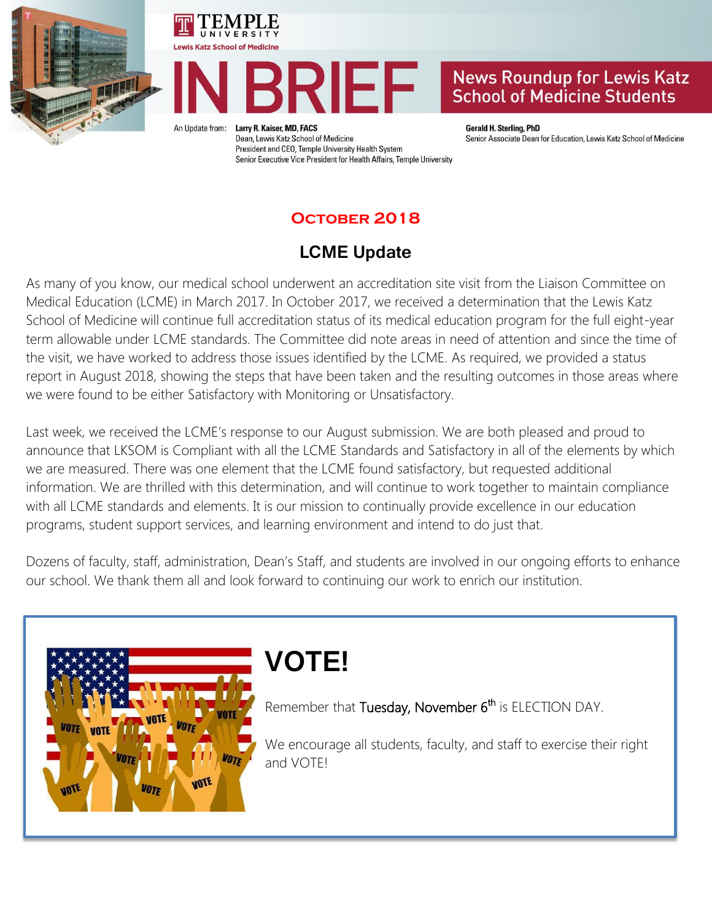TEMPLE UNIVERSITY

Lewis Katz School of Medicine

# IN BRIEF

News Roundup for Lewis Katz School of Medicine Students

An Update from: **Larry R. Kaiser, MD, FACS**
Dean, Lewis Katz School of Medicine
President and CEO, Temple University Health System
Senior Executive Vice President for Health Affairs, Temple University

**Gerald H. Sterling, PhD**
Senior Associate Dean for Education, Lewis Katz School of Medicine

## October 2018

## LCME Update

As many of you know, our medical school underwent an accreditation site visit from the Liaison Committee on Medical Education (LCME) in March 2017. In October 2017, we received a determination that the Lewis Katz School of Medicine will continue full accreditation status of its medical education program for the full eight-year term allowable under LCME standards. The Committee did note areas in need of attention and since the time of the visit, we have worked to address those issues identified by the LCME. As required, we provided a status report in August 2018, showing the steps that have been taken and the resulting outcomes in those areas where we were found to be either Satisfactory with Monitoring or Unsatisfactory.

Last week, we received the LCME's response to our August submission. We are both pleased and proud to announce that LKSOM is Compliant with all the LCME Standards and Satisfactory in all of the elements by which we are measured. There was one element that the LCME found satisfactory, but requested additional information. We are thrilled with this determination, and will continue to work together to maintain compliance with all LCME standards and elements. It is our mission to continually provide excellence in our education programs, student support services, and learning environment and intend to do just that.

Dozens of faculty, staff, administration, Dean's Staff, and students are involved in our ongoing efforts to enhance our school. We thank them all and look forward to continuing our work to enrich our institution.

## VOTE!

Remember that Tuesday, November 6th is ELECTION DAY.

We encourage all students, faculty, and staff to exercise their right and VOTE!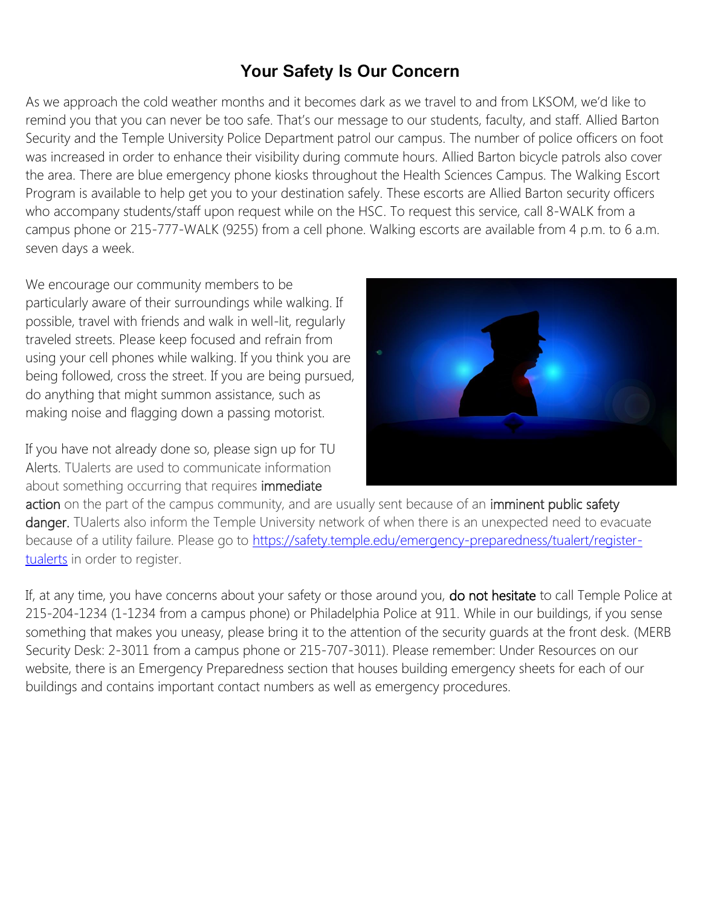# Your Safety Is Our Concern

As we approach the cold weather months and it becomes dark as we travel to and from LKSOM, we'd like to remind you that you can never be too safe. That's our message to our students, faculty, and staff. Allied Barton Security and the Temple University Police Department patrol our campus. The number of police officers on foot was increased in order to enhance their visibility during commute hours. Allied Barton bicycle patrols also cover the area. There are blue emergency phone kiosks throughout the Health Sciences Campus. The Walking Escort Program is available to help get you to your destination safely. These escorts are Allied Barton security officers who accompany students/staff upon request while on the HSC. To request this service, call 8-WALK from a campus phone or 215-777-WALK (9255) from a cell phone. Walking escorts are available from 4 p.m. to 6 a.m. seven days a week.

We encourage our community members to be particularly aware of their surroundings while walking. If possible, travel with friends and walk in well-lit, regularly traveled streets. Please keep focused and refrain from using your cell phones while walking. If you think you are being followed, cross the street. If you are being pursued, do anything that might summon assistance, such as making noise and flagging down a passing motorist.

If you have not already done so, please sign up for TU Alerts. TUalerts are used to communicate information about something occurring that requires **immediate action** on the part of the campus community, and are usually sent because of an **imminent public safety danger.** TUalerts also inform the Temple University network of when there is an unexpected need to evacuate because of a utility failure. Please go to https://safety.temple.edu/emergency-preparedness/tualert/register-tualerts in order to register.

If, at any time, you have concerns about your safety or those around you, **do not hesitate** to call Temple Police at 215-204-1234 (1-1234 from a campus phone) or Philadelphia Police at 911. While in our buildings, if you sense something that makes you uneasy, please bring it to the attention of the security guards at the front desk. (MERB Security Desk: 2-3011 from a campus phone or 215-707-3011). Please remember: Under Resources on our website, there is an Emergency Preparedness section that houses building emergency sheets for each of our buildings and contains important contact numbers as well as emergency procedures.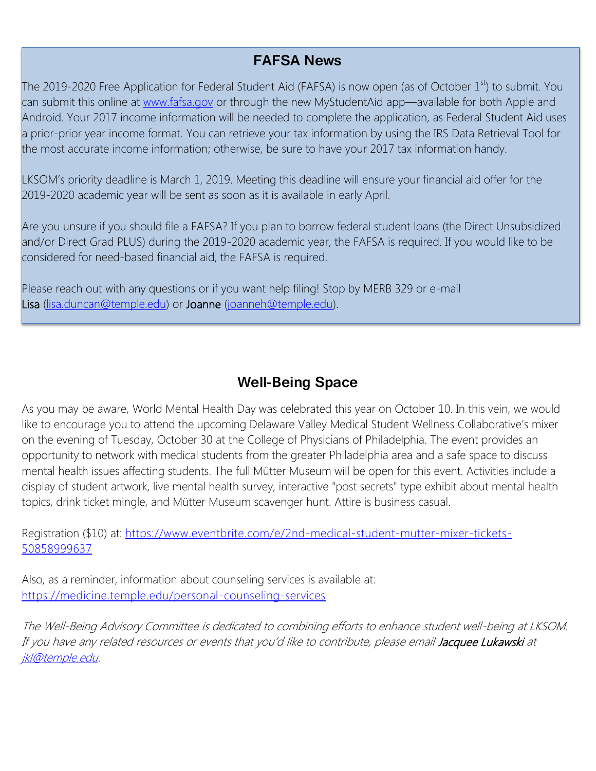## FAFSA News

The 2019-2020 Free Application for Federal Student Aid (FAFSA) is now open (as of October 1st) to submit. You can submit this online at www.fafsa.gov or through the new MyStudentAid app—available for both Apple and Android. Your 2017 income information will be needed to complete the application, as Federal Student Aid uses a prior-prior year income format. You can retrieve your tax information by using the IRS Data Retrieval Tool for the most accurate income information; otherwise, be sure to have your 2017 tax information handy.

LKSOM's priority deadline is March 1, 2019. Meeting this deadline will ensure your financial aid offer for the 2019-2020 academic year will be sent as soon as it is available in early April.

Are you unsure if you should file a FAFSA? If you plan to borrow federal student loans (the Direct Unsubsidized and/or Direct Grad PLUS) during the 2019-2020 academic year, the FAFSA is required. If you would like to be considered for need-based financial aid, the FAFSA is required.

Please reach out with any questions or if you want help filing! Stop by MERB 329 or e-mail Lisa (lisa.duncan@temple.edu) or Joanne (joanneh@temple.edu).

## Well-Being Space

As you may be aware, World Mental Health Day was celebrated this year on October 10. In this vein, we would like to encourage you to attend the upcoming Delaware Valley Medical Student Wellness Collaborative's mixer on the evening of Tuesday, October 30 at the College of Physicians of Philadelphia. The event provides an opportunity to network with medical students from the greater Philadelphia area and a safe space to discuss mental health issues affecting students. The full Mütter Museum will be open for this event. Activities include a display of student artwork, live mental health survey, interactive "post secrets" type exhibit about mental health topics, drink ticket mingle, and Mütter Museum scavenger hunt. Attire is business casual.

Registration ($10) at: https://www.eventbrite.com/e/2nd-medical-student-mutter-mixer-tickets-50858999637

Also, as a reminder, information about counseling services is available at: https://medicine.temple.edu/personal-counseling-services

*The Well-Being Advisory Committee is dedicated to combining efforts to enhance student well-being at LKSOM. If you have any related resources or events that you'd like to contribute, please email Jacquee Lukawski at jkl@temple.edu.*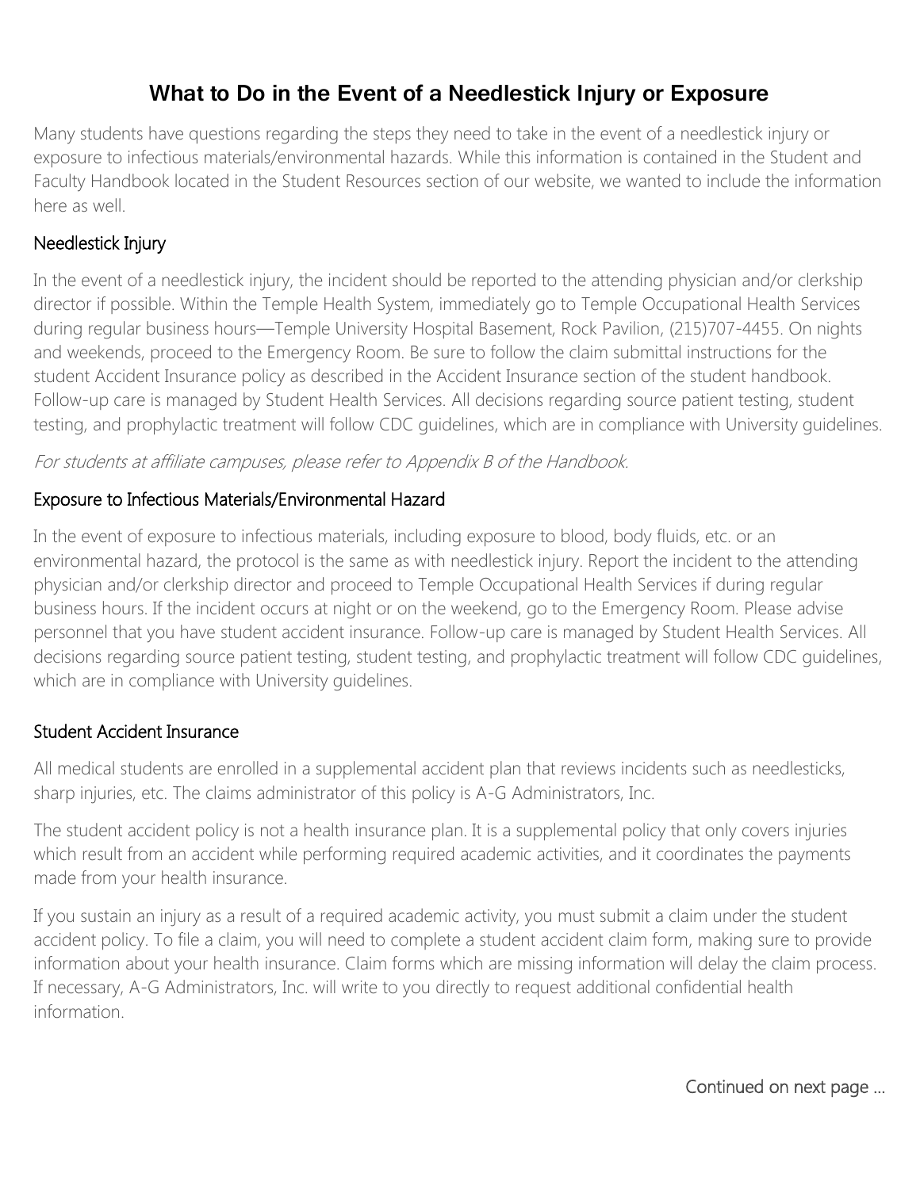# What to Do in the Event of a Needlestick Injury or Exposure

Many students have questions regarding the steps they need to take in the event of a needlestick injury or exposure to infectious materials/environmental hazards. While this information is contained in the Student and Faculty Handbook located in the Student Resources section of our website, we wanted to include the information here as well.

## Needlestick Injury

In the event of a needlestick injury, the incident should be reported to the attending physician and/or clerkship director if possible. Within the Temple Health System, immediately go to Temple Occupational Health Services during regular business hours—Temple University Hospital Basement, Rock Pavilion, (215)707-4455. On nights and weekends, proceed to the Emergency Room. Be sure to follow the claim submittal instructions for the student Accident Insurance policy as described in the Accident Insurance section of the student handbook. Follow-up care is managed by Student Health Services. All decisions regarding source patient testing, student testing, and prophylactic treatment will follow CDC guidelines, which are in compliance with University guidelines.

*For students at affiliate campuses, please refer to Appendix B of the Handbook.*

## Exposure to Infectious Materials/Environmental Hazard

In the event of exposure to infectious materials, including exposure to blood, body fluids, etc. or an environmental hazard, the protocol is the same as with needlestick injury. Report the incident to the attending physician and/or clerkship director and proceed to Temple Occupational Health Services if during regular business hours. If the incident occurs at night or on the weekend, go to the Emergency Room. Please advise personnel that you have student accident insurance. Follow-up care is managed by Student Health Services. All decisions regarding source patient testing, student testing, and prophylactic treatment will follow CDC guidelines, which are in compliance with University guidelines.

## Student Accident Insurance

All medical students are enrolled in a supplemental accident plan that reviews incidents such as needlesticks, sharp injuries, etc. The claims administrator of this policy is A-G Administrators, Inc.

The student accident policy is not a health insurance plan. It is a supplemental policy that only covers injuries which result from an accident while performing required academic activities, and it coordinates the payments made from your health insurance.

If you sustain an injury as a result of a required academic activity, you must submit a claim under the student accident policy. To file a claim, you will need to complete a student accident claim form, making sure to provide information about your health insurance. Claim forms which are missing information will delay the claim process. If necessary, A-G Administrators, Inc. will write to you directly to request additional confidential health information.

Continued on next page ...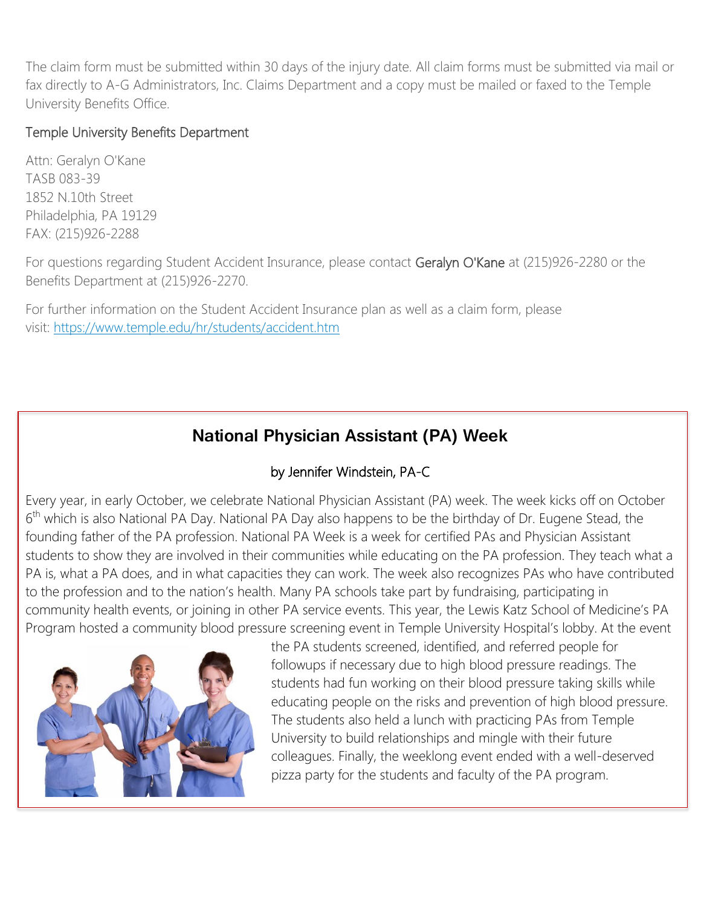The claim form must be submitted within 30 days of the injury date. All claim forms must be submitted via mail or fax directly to A-G Administrators, Inc. Claims Department and a copy must be mailed or faxed to the Temple University Benefits Office.

Temple University Benefits Department

Attn: Geralyn O'Kane
TASB 083-39
1852 N.10th Street
Philadelphia, PA 19129
FAX: (215)926-2288

For questions regarding Student Accident Insurance, please contact Geralyn O'Kane at (215)926-2280 or the Benefits Department at (215)926-2270.

For further information on the Student Accident Insurance plan as well as a claim form, please visit: https://www.temple.edu/hr/students/accident.htm

## National Physician Assistant (PA) Week

by Jennifer Windstein, PA-C

Every year, in early October, we celebrate National Physician Assistant (PA) week. The week kicks off on October 6th which is also National PA Day. National PA Day also happens to be the birthday of Dr. Eugene Stead, the founding father of the PA profession. National PA Week is a week for certified PAs and Physician Assistant students to show they are involved in their communities while educating on the PA profession. They teach what a PA is, what a PA does, and in what capacities they can work. The week also recognizes PAs who have contributed to the profession and to the nation's health. Many PA schools take part by fundraising, participating in community health events, or joining in other PA service events. This year, the Lewis Katz School of Medicine's PA Program hosted a community blood pressure screening event in Temple University Hospital's lobby. At the event the PA students screened, identified, and referred people for followups if necessary due to high blood pressure readings. The students had fun working on their blood pressure taking skills while educating people on the risks and prevention of high blood pressure. The students also held a lunch with practicing PAs from Temple University to build relationships and mingle with their future colleagues. Finally, the weeklong event ended with a well-deserved pizza party for the students and faculty of the PA program.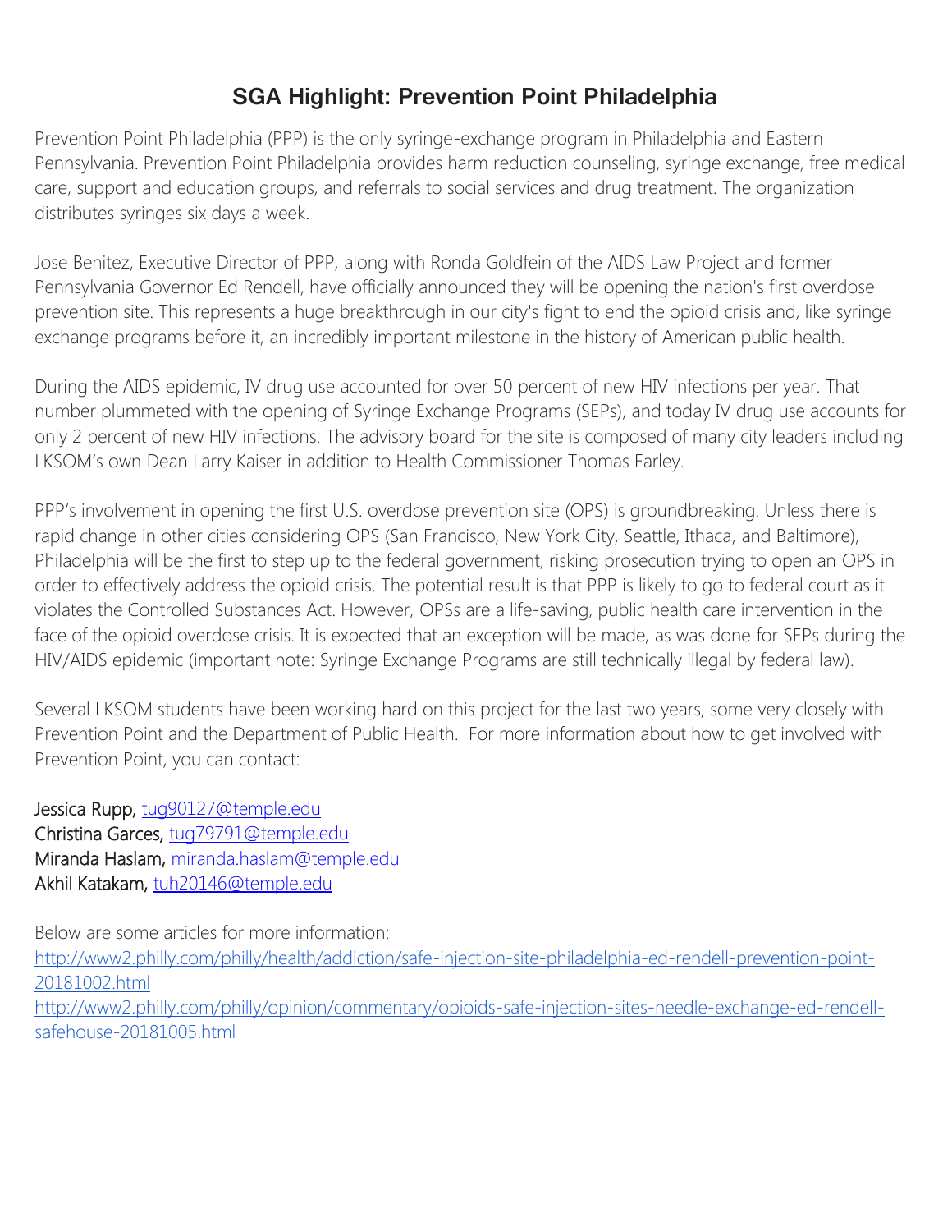# SGA Highlight: Prevention Point Philadelphia

Prevention Point Philadelphia (PPP) is the only syringe-exchange program in Philadelphia and Eastern Pennsylvania. Prevention Point Philadelphia provides harm reduction counseling, syringe exchange, free medical care, support and education groups, and referrals to social services and drug treatment. The organization distributes syringes six days a week.

Jose Benitez, Executive Director of PPP, along with Ronda Goldfein of the AIDS Law Project and former Pennsylvania Governor Ed Rendell, have officially announced they will be opening the nation's first overdose prevention site. This represents a huge breakthrough in our city's fight to end the opioid crisis and, like syringe exchange programs before it, an incredibly important milestone in the history of American public health.

During the AIDS epidemic, IV drug use accounted for over 50 percent of new HIV infections per year. That number plummeted with the opening of Syringe Exchange Programs (SEPs), and today IV drug use accounts for only 2 percent of new HIV infections. The advisory board for the site is composed of many city leaders including LKSOM's own Dean Larry Kaiser in addition to Health Commissioner Thomas Farley.

PPP's involvement in opening the first U.S. overdose prevention site (OPS) is groundbreaking. Unless there is rapid change in other cities considering OPS (San Francisco, New York City, Seattle, Ithaca, and Baltimore), Philadelphia will be the first to step up to the federal government, risking prosecution trying to open an OPS in order to effectively address the opioid crisis. The potential result is that PPP is likely to go to federal court as it violates the Controlled Substances Act. However, OPSs are a life-saving, public health care intervention in the face of the opioid overdose crisis. It is expected that an exception will be made, as was done for SEPs during the HIV/AIDS epidemic (important note: Syringe Exchange Programs are still technically illegal by federal law).

Several LKSOM students have been working hard on this project for the last two years, some very closely with Prevention Point and the Department of Public Health. For more information about how to get involved with Prevention Point, you can contact:

Jessica Rupp, tug90127@temple.edu
Christina Garces, tug79791@temple.edu
Miranda Haslam, miranda.haslam@temple.edu
Akhil Katakam, tuh20146@temple.edu

Below are some articles for more information:
http://www2.philly.com/philly/health/addiction/safe-injection-site-philadelphia-ed-rendell-prevention-point-20181002.html
http://www2.philly.com/philly/opinion/commentary/opioids-safe-injection-sites-needle-exchange-ed-rendell-safehouse-20181005.html